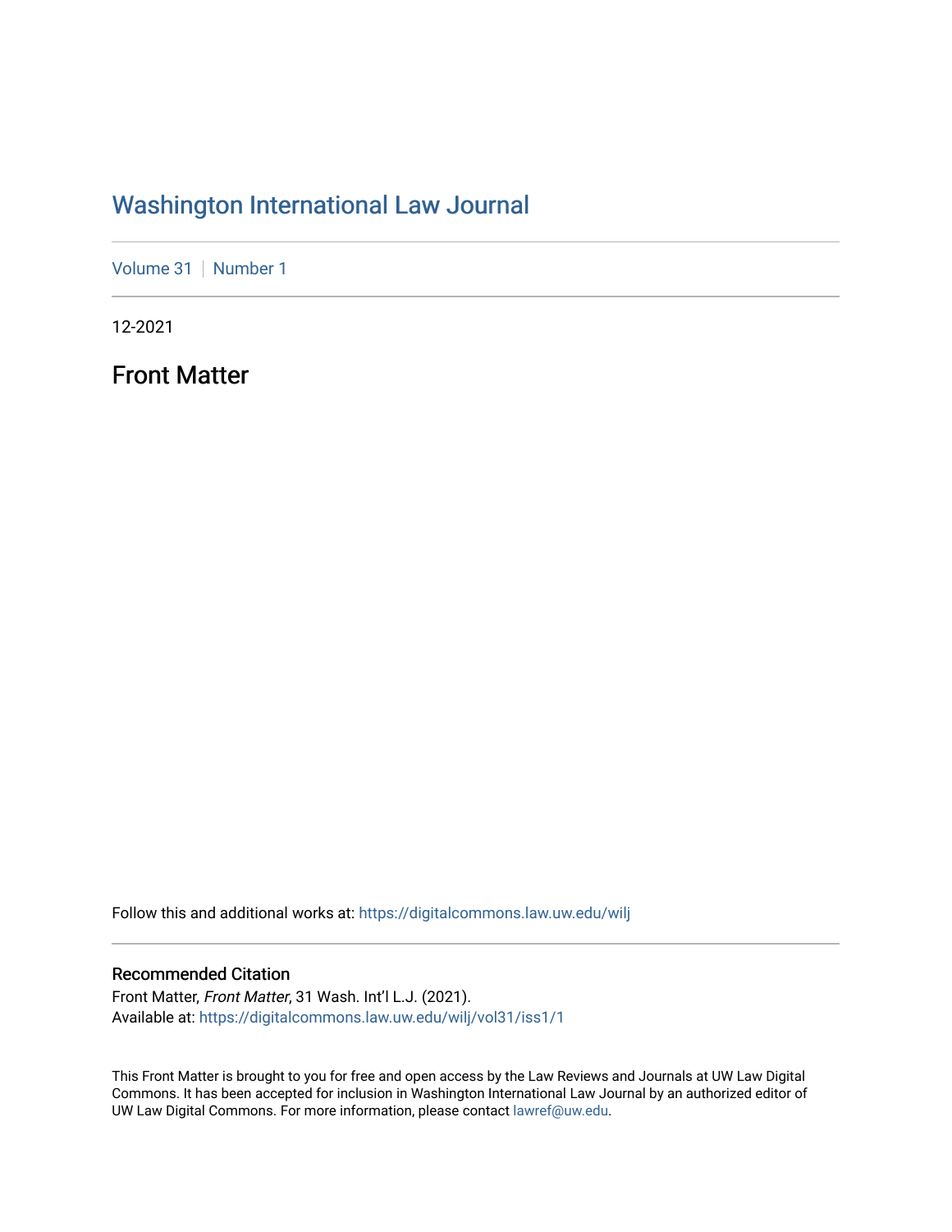# Washington International Law Journal

Volume 31 | Number 1

12-2021

## Front Matter

Follow this and additional works at: https://digitalcommons.law.uw.edu/wilj

### Recommended Citation

Front Matter, *Front Matter*, 31 Wash. Int'l L.J. (2021).
Available at: https://digitalcommons.law.uw.edu/wilj/vol31/iss1/1

This Front Matter is brought to you for free and open access by the Law Reviews and Journals at UW Law Digital Commons. It has been accepted for inclusion in Washington International Law Journal by an authorized editor of UW Law Digital Commons. For more information, please contact lawref@uw.edu.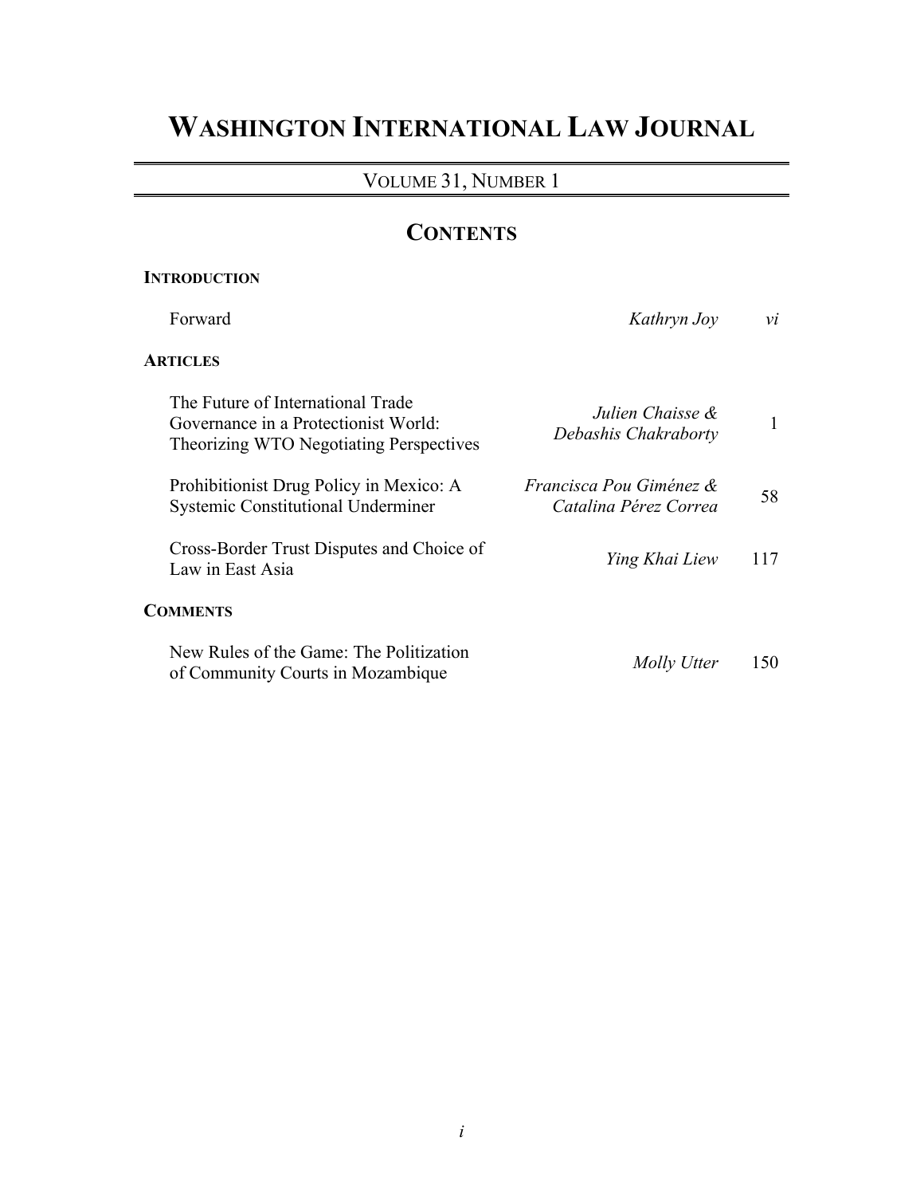# WASHINGTON INTERNATIONAL LAW JOURNAL

VOLUME 31, NUMBER 1

## CONTENTS

### INTRODUCTION

| | | |
|---|---|---|
| Forward | *Kathryn Joy* | *vi* |

### ARTICLES

| | | |
|---|---|---|
| The Future of International Trade Governance in a Protectionist World: Theorizing WTO Negotiating Perspectives | *Julien Chaisse & Debashis Chakraborty* | 1 |
| Prohibitionist Drug Policy in Mexico: A Systemic Constitutional Underminer | *Francisca Pou Giménez & Catalina Pérez Correa* | 58 |
| Cross-Border Trust Disputes and Choice of Law in East Asia | *Ying Khai Liew* | 117 |

### COMMENTS

| | | |
|---|---|---|
| New Rules of the Game: The Politization of Community Courts in Mozambique | *Molly Utter* | 150 |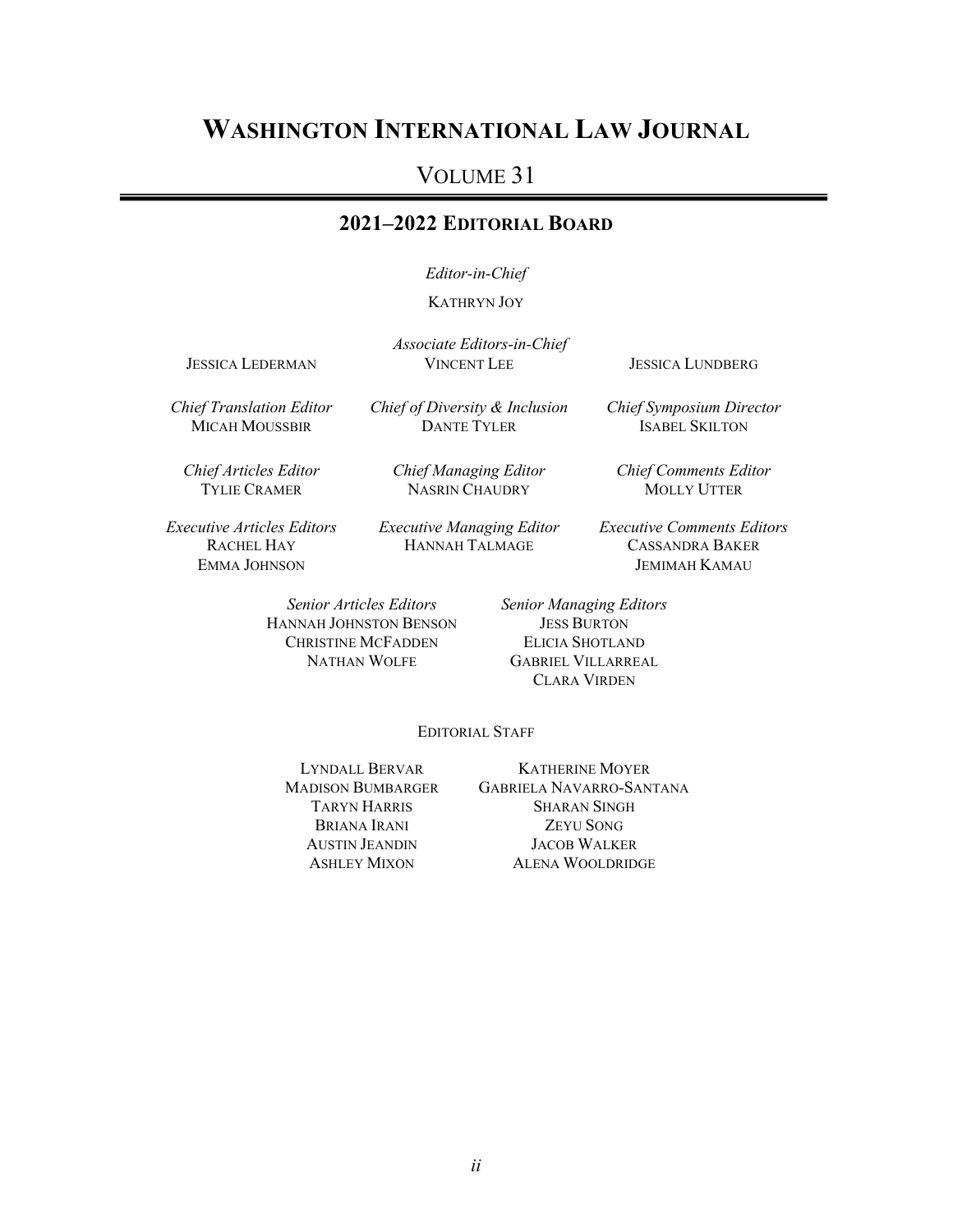# WASHINGTON INTERNATIONAL LAW JOURNAL

## VOLUME 31

### 2021–2022 EDITORIAL BOARD

*Editor-in-Chief*
KATHRYN JOY

*Associate Editors-in-Chief*
JESSICA LEDERMAN
VINCENT LEE
JESSICA LUNDBERG

*Chief Translation Editor*
MICAH MOUSSBIR

*Chief of Diversity & Inclusion*
DANTE TYLER

*Chief Symposium Director*
ISABEL SKILTON

*Chief Articles Editor*
TYLIE CRAMER

*Chief Managing Editor*
NASRIN CHAUDRY

*Chief Comments Editor*
MOLLY UTTER

*Executive Articles Editors*
RACHEL HAY
EMMA JOHNSON

*Executive Managing Editor*
HANNAH TALMAGE

*Executive Comments Editors*
CASSANDRA BAKER
JEMIMAH KAMAU

*Senior Articles Editors*
HANNAH JOHNSTON BENSON
CHRISTINE MCFADDEN
NATHAN WOLFE

*Senior Managing Editors*
JESS BURTON
ELICIA SHOTLAND
GABRIEL VILLARREAL
CLARA VIRDEN

EDITORIAL STAFF

LYNDALL BERVAR
MADISON BUMBARGER
TARYN HARRIS
BRIANA IRANI
AUSTIN JEANDIN
ASHLEY MIXON
KATHERINE MOYER
GABRIELA NAVARRO-SANTANA
SHARAN SINGH
ZEYU SONG
JACOB WALKER
ALENA WOOLDRIDGE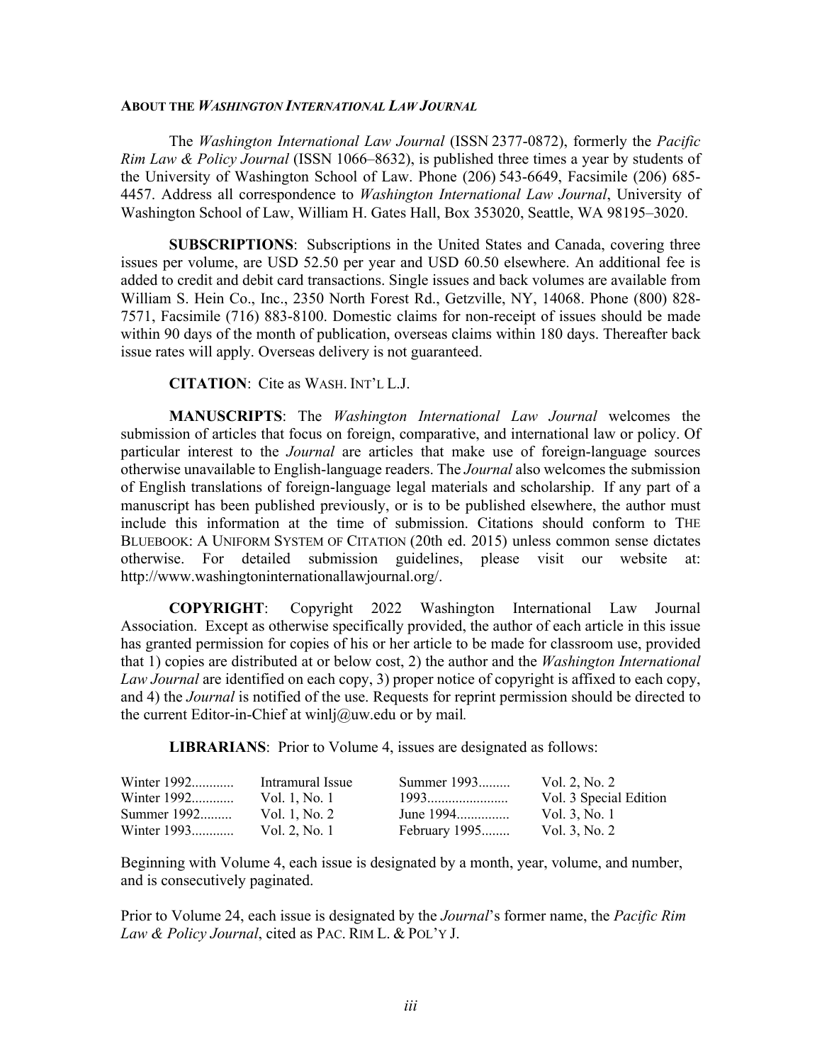**ABOUT THE *WASHINGTON INTERNATIONAL LAW JOURNAL***

The *Washington International Law Journal* (ISSN 2377-0872), formerly the *Pacific Rim Law & Policy Journal* (ISSN 1066–8632), is published three times a year by students of the University of Washington School of Law. Phone (206) 543-6649, Facsimile (206) 685-4457. Address all correspondence to *Washington International Law Journal*, University of Washington School of Law, William H. Gates Hall, Box 353020, Seattle, WA 98195–3020.

**SUBSCRIPTIONS**: Subscriptions in the United States and Canada, covering three issues per volume, are USD 52.50 per year and USD 60.50 elsewhere. An additional fee is added to credit and debit card transactions. Single issues and back volumes are available from William S. Hein Co., Inc., 2350 North Forest Rd., Getzville, NY, 14068. Phone (800) 828-7571, Facsimile (716) 883-8100. Domestic claims for non-receipt of issues should be made within 90 days of the month of publication, overseas claims within 180 days. Thereafter back issue rates will apply. Overseas delivery is not guaranteed.

**CITATION**: Cite as WASH. INT'L L.J.

**MANUSCRIPTS**: The *Washington International Law Journal* welcomes the submission of articles that focus on foreign, comparative, and international law or policy. Of particular interest to the *Journal* are articles that make use of foreign-language sources otherwise unavailable to English-language readers. The *Journal* also welcomes the submission of English translations of foreign-language legal materials and scholarship. If any part of a manuscript has been published previously, or is to be published elsewhere, the author must include this information at the time of submission. Citations should conform to THE BLUEBOOK: A UNIFORM SYSTEM OF CITATION (20th ed. 2015) unless common sense dictates otherwise. For detailed submission guidelines, please visit our website at: http://www.washingtoninternationallawjournal.org/.

**COPYRIGHT**: Copyright 2022 Washington International Law Journal Association. Except as otherwise specifically provided, the author of each article in this issue has granted permission for copies of his or her article to be made for classroom use, provided that 1) copies are distributed at or below cost, 2) the author and the *Washington International Law Journal* are identified on each copy, 3) proper notice of copyright is affixed to each copy, and 4) the *Journal* is notified of the use. Requests for reprint permission should be directed to the current Editor-in-Chief at winlj@uw.edu or by mail.

**LIBRARIANS**: Prior to Volume 4, issues are designated as follows:

| | | | |
|---|---|---|---|
| Winter 1992............ | Intramural Issue | Summer 1993......... | Vol. 2, No. 2 |
| Winter 1992............ | Vol. 1, No. 1 | 1993....................... | Vol. 3 Special Edition |
| Summer 1992......... | Vol. 1, No. 2 | June 1994.............. | Vol. 3, No. 1 |
| Winter 1993............ | Vol. 2, No. 1 | February 1995........ | Vol. 3, No. 2 |

Beginning with Volume 4, each issue is designated by a month, year, volume, and number, and is consecutively paginated.

Prior to Volume 24, each issue is designated by the *Journal*'s former name, the *Pacific Rim Law & Policy Journal*, cited as PAC. RIM L. & POL'Y J.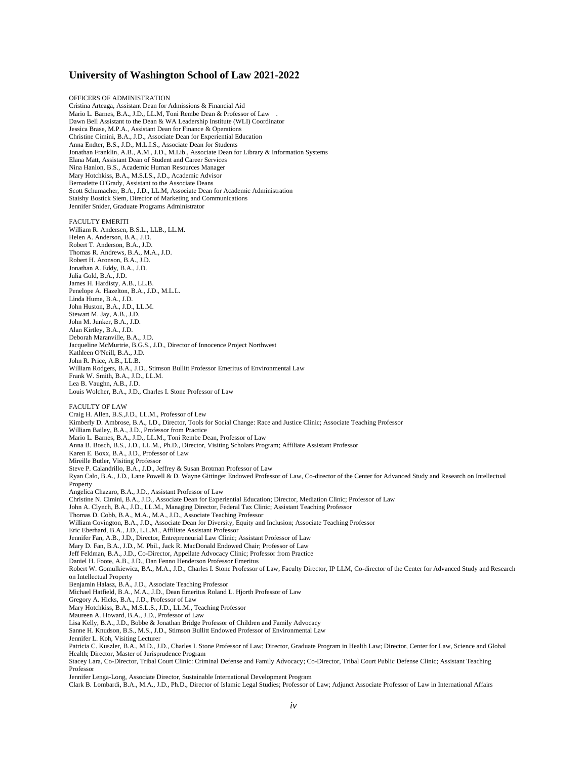## University of Washington School of Law 2021-2022

OFFICERS OF ADMINISTRATION

Cristina Arteaga, Assistant Dean for Admissions & Financial Aid
Mario L. Barnes, B.A., J.D., LL.M, Toni Rembe Dean & Professor of Law .
Dawn Bell Assistant to the Dean & WA Leadership Institute (WLI) Coordinator
Jessica Brase, M.P.A., Assistant Dean for Finance & Operations
Christine Cimini, B.A., J.D., Associate Dean for Experiential Education
Anna Endter, B.S., J.D., M.L.I.S., Associate Dean for Students
Jonathan Franklin, A.B., A.M., J.D., M.Lib., Associate Dean for Library & Information Systems
Elana Matt, Assistant Dean of Student and Career Services
Nina Hanlon, B.S., Academic Human Resources Manager
Mary Hotchkiss, B.A., M.S.LS., J.D., Academic Advisor
Bernadette O'Grady, Assistant to the Associate Deans
Scott Schumacher, B.A., J.D., LL.M, Associate Dean for Academic Administration
Staishy Bostick Siem, Director of Marketing and Communications
Jennifer Snider, Graduate Programs Administrator

FACULTY EMERITI

William R. Andersen, B.S.L., LLB., LL.M.
Helen A. Anderson, B.A., J.D.
Robert T. Anderson, B.A., J.D.
Thomas R. Andrews, B.A., M.A., J.D.
Robert H. Aronson, B.A., J.D.
Jonathan A. Eddy, B.A., J.D.
Julia Gold, B.A., J.D.
James H. Hardisty, A.B., LL.B.
Penelope A. Hazelton, B.A., J.D., M.L.L.
Linda Hume, B.A., J.D.
John Huston, B.A., J.D., LL.M.
Stewart M. Jay, A.B., J.D.
John M. Junker, B.A., J.D.
Alan Kirtley, B.A., J.D.
Deborah Maranville, B.A., J.D.
Jacqueline McMurtrie, B.G.S., J.D., Director of Innocence Project Northwest
Kathleen O'Neill, B.A., J.D.
John R. Price, A.B., LL.B.
William Rodgers, B.A., J.D., Stimson Bullitt Professor Emeritus of Environmental Law
Frank W. Smith, B.A., J.D., LL.M.
Lea B. Vaughn, A.B., J.D.
Louis Wolcher, B.A., J.D., Charles I. Stone Professor of Law

FACULTY OF LAW

Craig H. Allen, B.S.,J.D., LL.M., Professor of Lew
Kimberly D. Ambrose, B.A., I.D., Director, Tools for Social Change: Race and Justice Clinic; Associate Teaching Professor
William Bailey, B.A., J.D., Professor from Practice
Mario L. Barnes, B.A., J.D., LL.M., Toni Rembe Dean, Professor of Law
Anna B. Bosch, B.S., J.D., LL.M., Ph.D., Director, Visiting Scholars Program; Affiliate Assistant Professor
Karen E. Boxx, B.A., J.D., Professor of Law
Mireille Butler, Visiting Professor
Steve P. Calandrillo, B.A., J.D., Jeffrey & Susan Brotman Professor of Law
Ryan Calo, B.A., J.D., Lane Powell & D. Wayne Gittinger Endowed Professor of Law, Co-director of the Center for Advanced Study and Research on Intellectual Property
Angelica Chazaro, B.A., J.D., Assistant Professor of Law
Christine N. Cimini, B.A., J.D., Associate Dean for Experiential Education; Director, Mediation Clinic; Professor of Law
John A. Clynch, B.A., J.D., LL.M., Managing Director, Federal Tax Clinic; Assistant Teaching Professor
Thomas D. Cobb, B.A., M.A., M.A., J.D., Associate Teaching Professor
William Covington, B.A., J.D., Associate Dean for Diversity, Equity and Inclusion; Associate Teaching Professor
Eric Eberhard, B.A., J.D., L.L.M., Affiliate Assistant Professor
Jennifer Fan, A.B., J.D., Director, Entrepreneurial Law Clinic; Assistant Professor of Law
Mary D. Fan, B.A., J.D., M. Pbil., Jack R. MacDonald Endowed Chair; Professor of Law
Jeff Feldman, B.A., J.D., Co-Director, Appellate Advocacy Clinic; Professor from Practice
Daniel H. Foote, A.B., J.D., Dan Fenno Henderson Professor Emeritus
Robert W. Gomulkiewicz, BA., M.A., J.D., Charles I. Stone Professor of Law, Faculty Director, IP LLM, Co-director of the Center for Advanced Study and Research on Intellectual Property
Benjamin Halasz, B.A., J.D., Associate Teaching Professor
Michael Hatfield, B.A., M.A., J.D., Dean Emeritus Roland L. Hjorth Professor of Law
Gregory A. Hicks, B.A., J.D., Professor of Law
Mary Hotchkiss, B.A., M.S.L.S., J.D., LL.M., Teaching Professor
Maureen A. Howard, B.A., J.D., Professor of Law
Lisa Kelly, B.A., J.D., Bobbe & Jonathan Bridge Professor of Children and Family Advocacy
Sanne H. Knudson, B.S., M.S., J.D., Stimson Bullitt Endowed Professor of Environmental Law
Jennifer L. Koh, Visiting Lecturer
Patricia C. Kuszler, B.A., M.D., J.D., Charles I. Stone Professor of Law; Director, Graduate Program in Health Law; Director, Center for Law, Science and Global Health; Director, Master of Jurisprudence Program
Stacey Lara, Co-Director, Tribal Court Clinic: Criminal Defense and Family Advocacy; Co-Director, Tribal Court Public Defense Clinic; Assistant Teaching Professor
Jennifer Lenga-Long, Associate Director, Sustainable International Development Program
Clark B. Lombardi, B.A., M.A., J.D., Ph.D., Director of Islamic Legal Studies; Professor of Law; Adjunct Associate Professor of Law in International Affairs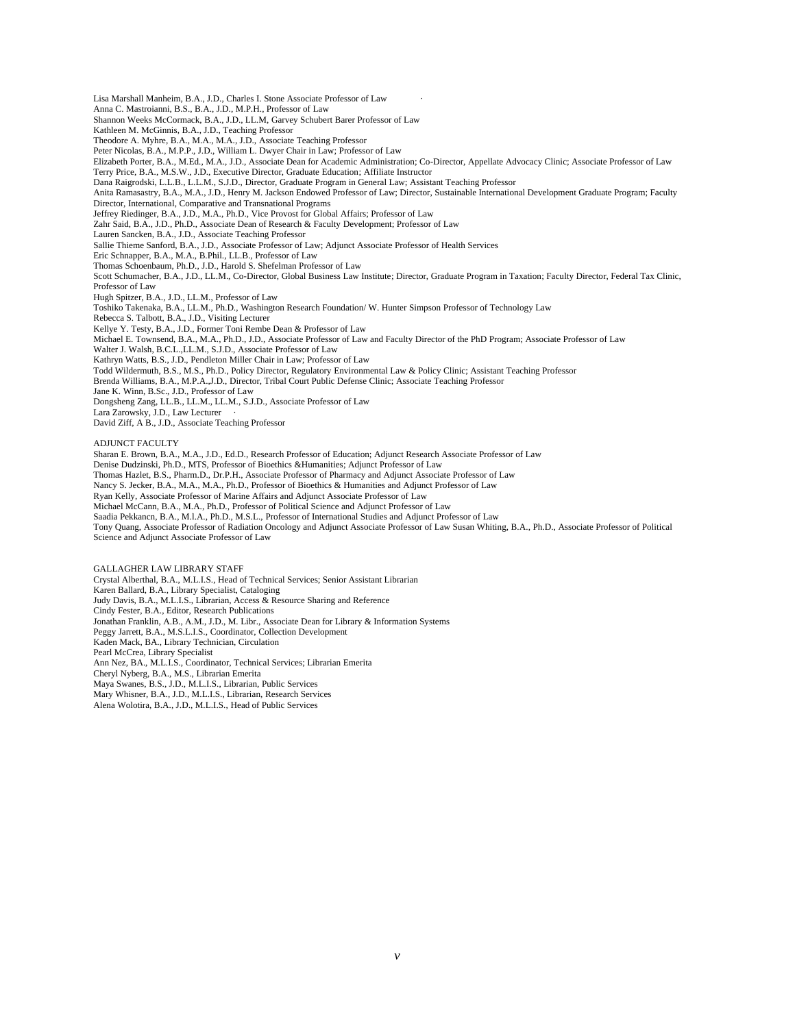Lisa Marshall Manheim, B.A., J.D., Charles I. Stone Associate Professor of Law
Anna C. Mastroianni, B.S., B.A., J.D., M.P.H., Professor of Law
Shannon Weeks McCormack, B.A., J.D., LL.M, Garvey Schubert Barer Professor of Law
Kathleen M. McGinnis, B.A., J.D., Teaching Professor
Theodore A. Myhre, B.A., M.A., M.A., J.D., Associate Teaching Professor
Peter Nicolas, B.A., M.P.P., J.D., William L. Dwyer Chair in Law; Professor of Law
Elizabeth Porter, B.A., M.Ed., M.A., J.D., Associate Dean for Academic Administration; Co-Director, Appellate Advocacy Clinic; Associate Professor of Law
Terry Price, B.A., M.S.W., J.D., Executive Director, Graduate Education; Affiliate Instructor
Dana Raigrodski, L.L.B., L.L.M., S.J.D., Director, Graduate Program in General Law; Assistant Teaching Professor
Anita Ramasastry, B.A., M.A., J.D., Henry M. Jackson Endowed Professor of Law; Director, Sustainable International Development Graduate Program; Faculty Director, International, Comparative and Transnational Programs
Jeffrey Riedinger, B.A., J.D., M.A., Ph.D., Vice Provost for Global Affairs; Professor of Law
Zahr Said, B.A., J.D., Ph.D., Associate Dean of Research & Faculty Development; Professor of Law
Lauren Sancken, B.A., J.D., Associate Teaching Professor
Sallie Thieme Sanford, B.A., J.D., Associate Professor of Law; Adjunct Associate Professor of Health Services
Eric Schnapper, B.A., M.A., B.Phil., LL.B., Professor of Law
Thomas Schoenbaum, Ph.D., J.D., Harold S. Shefelman Professor of Law
Scott Schumacher, B.A., J.D., LL.M., Co-Director, Global Business Law Institute; Director, Graduate Program in Taxation; Faculty Director, Federal Tax Clinic, Professor of Law
Hugh Spitzer, B.A., J.D., LL.M., Professor of Law
Toshiko Takenaka, B.A., LL.M., Ph.D., Washington Research Foundation/ W. Hunter Simpson Professor of Technology Law
Rebecca S. Talbott, B.A., J.D., Visiting Lecturer
Kellye Y. Testy, B.A., J.D., Former Toni Rembe Dean & Professor of Law
Michael E. Townsend, B.A., M.A., Ph.D., J.D., Associate Professor of Law and Faculty Director of the PhD Program; Associate Professor of Law
Walter J. Walsh, B.C.L.,LL.M., S.J.D., Associate Professor of Law
Kathryn Watts, B.S., J.D., Pendleton Miller Chair in Law; Professor of Law
Todd Wildermuth, B.S., M.S., Ph.D., Policy Director, Regulatory Environmental Law & Policy Clinic; Assistant Teaching Professor
Brenda Williams, B.A., M.P.A.,J.D., Director, Tribal Court Public Defense Clinic; Associate Teaching Professor
Jane K. Winn, B.Sc., J.D., Professor of Law
Dongsheng Zang, LL.B., LL.M., LL.M., S.J.D., Associate Professor of Law
Lara Zarowsky, J.D., Law Lecturer
David Ziff, A B., J.D., Associate Teaching Professor

ADJUNCT FACULTY

Sharan E. Brown, B.A., M.A., J.D., Ed.D., Research Professor of Education; Adjunct Research Associate Professor of Law
Denise Dudzinski, Ph.D., MTS, Professor of Bioethics &Humanities; Adjunct Professor of Law
Thomas Hazlet, B.S., Pharm.D., Dr.P.H., Associate Professor of Pharmacy and Adjunct Associate Professor of Law
Nancy S. Jecker, B.A., M.A., M.A., Ph.D., Professor of Bioethics & Humanities and Adjunct Professor of Law
Ryan Kelly, Associate Professor of Marine Affairs and Adjunct Associate Professor of Law
Michael McCann, B.A., M.A., Ph.D., Professor of Political Science and Adjunct Professor of Law
Saadia Pekkancn, B.A., M.I.A., Ph.D., M.S.L., Professor of International Studies and Adjunct Professor of Law
Tony Quang, Associate Professor of Radiation Oncology and Adjunct Associate Professor of Law Susan Whiting, B.A., Ph.D., Associate Professor of Political Science and Adjunct Associate Professor of Law

GALLAGHER LAW LIBRARY STAFF

Crystal Alberthal, B.A., M.L.I.S., Head of Technical Services; Senior Assistant Librarian
Karen Ballard, B.A., Library Specialist, Cataloging
Judy Davis, B.A., M.L.I.S., Librarian, Access & Resource Sharing and Reference
Cindy Fester, B.A., Editor, Research Publications
Jonathan Franklin, A.B., A.M., J.D., M. Libr., Associate Dean for Library & Information Systems
Peggy Jarrett, B.A., M.S.L.I.S., Coordinator, Collection Development
Kaden Mack, BA., Library Technician, Circulation
Pearl McCrea, Library Specialist
Ann Nez, BA., M.L.I.S., Coordinator, Technical Services; Librarian Emerita
Cheryl Nyberg, B.A., M.S., Librarian Emerita
Maya Swanes, B.S., J.D., M.L.I.S., Librarian, Public Services
Mary Whisner, B.A., J.D., M.L.I.S., Librarian, Research Services
Alena Wolotira, B.A., J.D., M.L.I.S., Head of Public Services